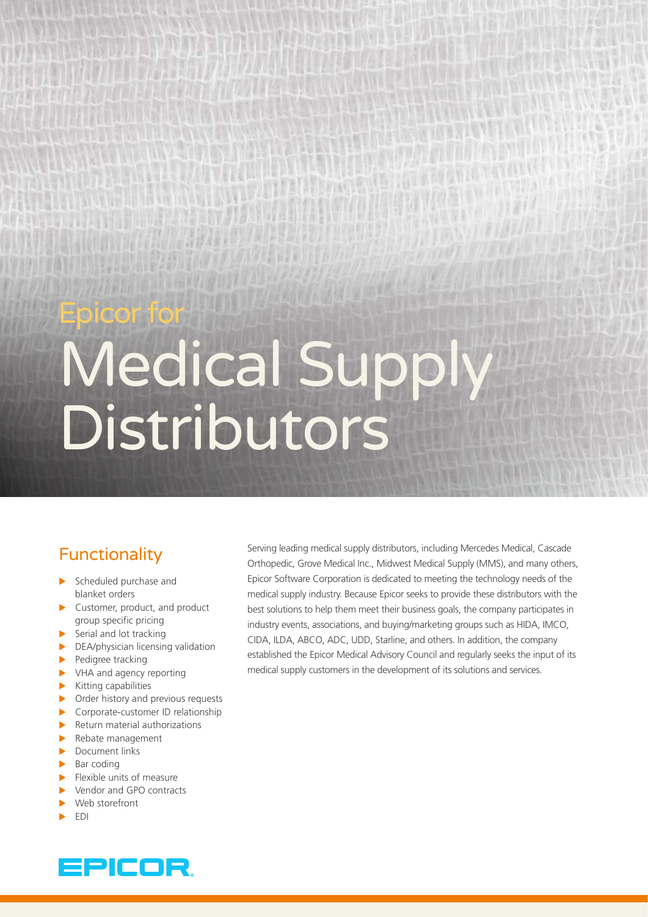# Epicor for Medical Supply Distributors

## Functionality

- Scheduled purchase and blanket orders
- Customer, product, and product group specific pricing
- Serial and lot tracking
- DEA/physician licensing validation
- Pedigree tracking
- VHA and agency reporting
- Kitting capabilities
- Order history and previous requests
- Corporate-customer ID relationship
- Return material authorizations
- Rebate management
- Document links
- Bar coding
- Flexible units of measure
- Vendor and GPO contracts
- Web storefront
- EDI

Serving leading medical supply distributors, including Mercedes Medical, Cascade Orthopedic, Grove Medical Inc., Midwest Medical Supply (MMS), and many others, Epicor Software Corporation is dedicated to meeting the technology needs of the medical supply industry. Because Epicor seeks to provide these distributors with the best solutions to help them meet their business goals, the company participates in industry events, associations, and buying/marketing groups such as HIDA, IMCO, CIDA, ILDA, ABCO, ADC, UDD, Starline, and others. In addition, the company established the Epicor Medical Advisory Council and regularly seeks the input of its medical supply customers in the development of its solutions and services.

EPICOR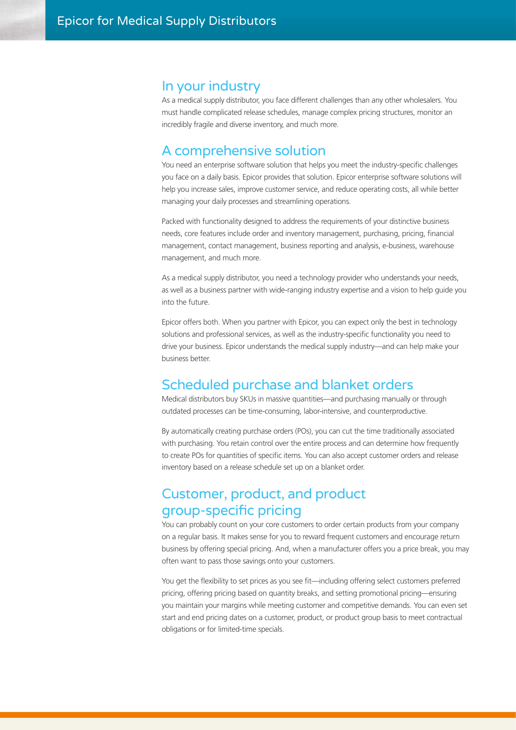## In your industry

As a medical supply distributor, you face different challenges than any other wholesalers. You must handle complicated release schedules, manage complex pricing structures, monitor an incredibly fragile and diverse inventory, and much more.

## A comprehensive solution

You need an enterprise software solution that helps you meet the industry-specific challenges you face on a daily basis. Epicor provides that solution. Epicor enterprise software solutions will help you increase sales, improve customer service, and reduce operating costs, all while better managing your daily processes and streamlining operations.

Packed with functionality designed to address the requirements of your distinctive business needs, core features include order and inventory management, purchasing, pricing, financial management, contact management, business reporting and analysis, e-business, warehouse management, and much more.

As a medical supply distributor, you need a technology provider who understands your needs, as well as a business partner with wide-ranging industry expertise and a vision to help guide you into the future.

Epicor offers both. When you partner with Epicor, you can expect only the best in technology solutions and professional services, as well as the industry-specific functionality you need to drive your business. Epicor understands the medical supply industry—and can help make your business better.

## Scheduled purchase and blanket orders

Medical distributors buy SKUs in massive quantities—and purchasing manually or through outdated processes can be time-consuming, labor-intensive, and counterproductive.

By automatically creating purchase orders (POs), you can cut the time traditionally associated with purchasing. You retain control over the entire process and can determine how frequently to create POs for quantities of specific items. You can also accept customer orders and release inventory based on a release schedule set up on a blanket order.

## Customer, product, and product group-specific pricing

You can probably count on your core customers to order certain products from your company on a regular basis. It makes sense for you to reward frequent customers and encourage return business by offering special pricing. And, when a manufacturer offers you a price break, you may often want to pass those savings onto your customers.

You get the flexibility to set prices as you see fit—including offering select customers preferred pricing, offering pricing based on quantity breaks, and setting promotional pricing—ensuring you maintain your margins while meeting customer and competitive demands. You can even set start and end pricing dates on a customer, product, or product group basis to meet contractual obligations or for limited-time specials.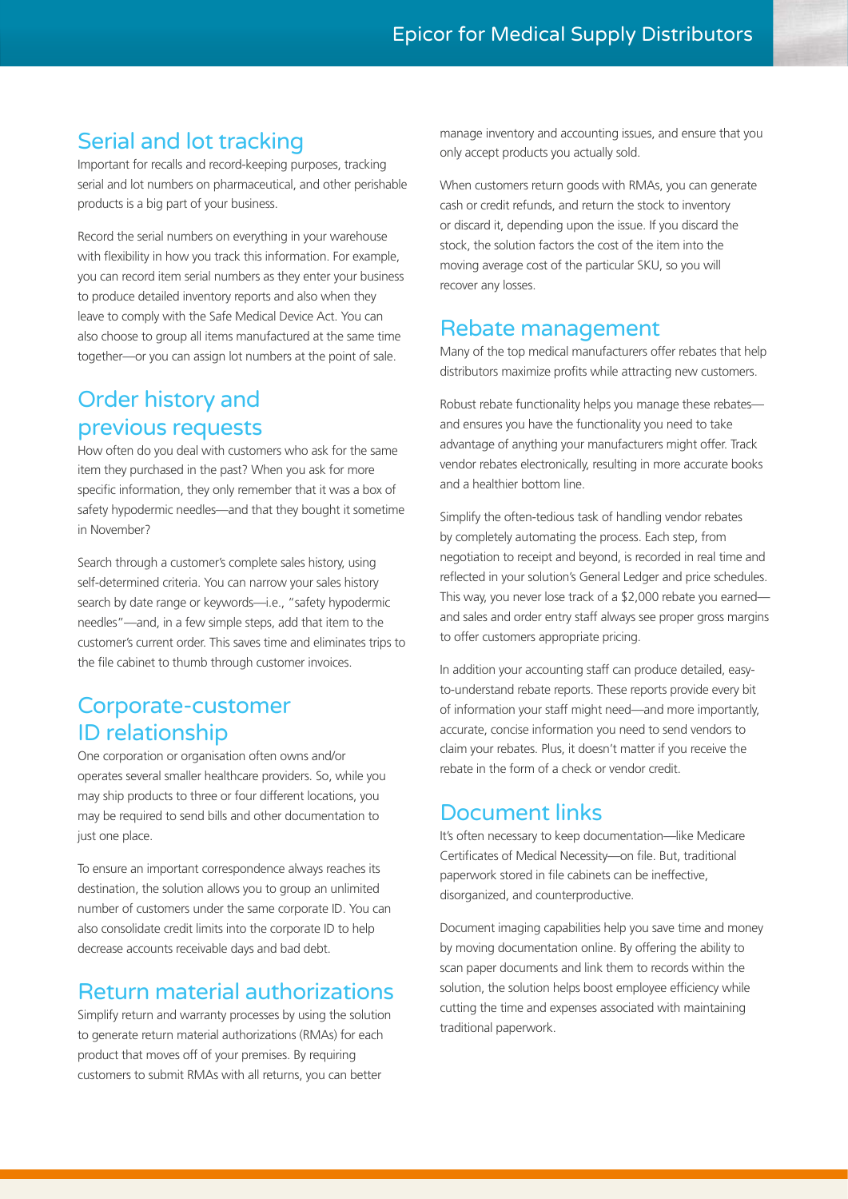## Serial and lot tracking

Important for recalls and record-keeping purposes, tracking serial and lot numbers on pharmaceutical, and other perishable products is a big part of your business.

Record the serial numbers on everything in your warehouse with flexibility in how you track this information. For example, you can record item serial numbers as they enter your business to produce detailed inventory reports and also when they leave to comply with the Safe Medical Device Act. You can also choose to group all items manufactured at the same time together—or you can assign lot numbers at the point of sale.

## Order history and previous requests

How often do you deal with customers who ask for the same item they purchased in the past? When you ask for more specific information, they only remember that it was a box of safety hypodermic needles—and that they bought it sometime in November?

Search through a customer's complete sales history, using self-determined criteria. You can narrow your sales history search by date range or keywords—i.e., "safety hypodermic needles"—and, in a few simple steps, add that item to the customer's current order. This saves time and eliminates trips to the file cabinet to thumb through customer invoices.

## Corporate-customer ID relationship

One corporation or organisation often owns and/or operates several smaller healthcare providers. So, while you may ship products to three or four different locations, you may be required to send bills and other documentation to just one place.

To ensure an important correspondence always reaches its destination, the solution allows you to group an unlimited number of customers under the same corporate ID. You can also consolidate credit limits into the corporate ID to help decrease accounts receivable days and bad debt.

## Return material authorizations

Simplify return and warranty processes by using the solution to generate return material authorizations (RMAs) for each product that moves off of your premises. By requiring customers to submit RMAs with all returns, you can better manage inventory and accounting issues, and ensure that you only accept products you actually sold.

When customers return goods with RMAs, you can generate cash or credit refunds, and return the stock to inventory or discard it, depending upon the issue. If you discard the stock, the solution factors the cost of the item into the moving average cost of the particular SKU, so you will recover any losses.

## Rebate management

Many of the top medical manufacturers offer rebates that help distributors maximize profits while attracting new customers.

Robust rebate functionality helps you manage these rebates—and ensures you have the functionality you need to take advantage of anything your manufacturers might offer. Track vendor rebates electronically, resulting in more accurate books and a healthier bottom line.

Simplify the often-tedious task of handling vendor rebates by completely automating the process. Each step, from negotiation to receipt and beyond, is recorded in real time and reflected in your solution's General Ledger and price schedules. This way, you never lose track of a $2,000 rebate you earned—and sales and order entry staff always see proper gross margins to offer customers appropriate pricing.

In addition your accounting staff can produce detailed, easy-to-understand rebate reports. These reports provide every bit of information your staff might need—and more importantly, accurate, concise information you need to send vendors to claim your rebates. Plus, it doesn't matter if you receive the rebate in the form of a check or vendor credit.

## Document links

It's often necessary to keep documentation—like Medicare Certificates of Medical Necessity—on file. But, traditional paperwork stored in file cabinets can be ineffective, disorganized, and counterproductive.

Document imaging capabilities help you save time and money by moving documentation online. By offering the ability to scan paper documents and link them to records within the solution, the solution helps boost employee efficiency while cutting the time and expenses associated with maintaining traditional paperwork.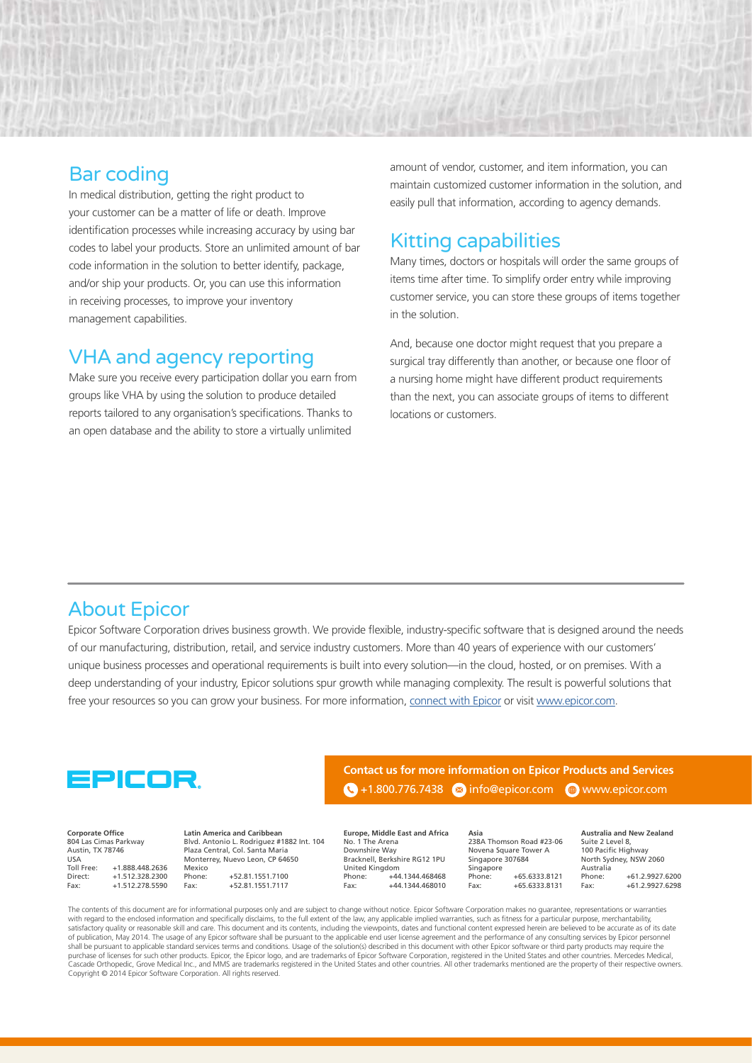## Bar coding

In medical distribution, getting the right product to your customer can be a matter of life or death. Improve identification processes while increasing accuracy by using bar codes to label your products. Store an unlimited amount of bar code information in the solution to better identify, package, and/or ship your products. Or, you can use this information in receiving processes, to improve your inventory management capabilities.

## VHA and agency reporting

Make sure you receive every participation dollar you earn from groups like VHA by using the solution to produce detailed reports tailored to any organisation's specifications. Thanks to an open database and the ability to store a virtually unlimited amount of vendor, customer, and item information, you can maintain customized customer information in the solution, and easily pull that information, according to agency demands.

## Kitting capabilities

Many times, doctors or hospitals will order the same groups of items time after time. To simplify order entry while improving customer service, you can store these groups of items together in the solution.

And, because one doctor might request that you prepare a surgical tray differently than another, or because one floor of a nursing home might have different product requirements than the next, you can associate groups of items to different locations or customers.

## About Epicor

Epicor Software Corporation drives business growth. We provide flexible, industry-specific software that is designed around the needs of our manufacturing, distribution, retail, and service industry customers. More than 40 years of experience with our customers' unique business processes and operational requirements is built into every solution—in the cloud, hosted, or on premises. With a deep understanding of your industry, Epicor solutions spur growth while managing complexity. The result is powerful solutions that free your resources so you can grow your business. For more information, connect with Epicor or visit www.epicor.com.

EPICOR.

**Contact us for more information on Epicor Products and Services**

+1.800.776.7438 info@epicor.com www.epicor.com

**Corporate Office**
804 Las Cimas Parkway
Austin, TX 78746
USA
Toll Free: +1.888.448.2636
Direct: +1.512.328.2300
Fax: +1.512.278.5590

**Latin America and Caribbean**
Blvd. Antonio L. Rodriguez #1882 Int. 104
Plaza Central, Col. Santa Maria
Monterrey, Nuevo Leon, CP 64650
Mexico
Phone: +52.81.1551.7100
Fax: +52.81.1551.7117

**Europe, Middle East and Africa**
No. 1 The Arena
Downshire Way
Bracknell, Berkshire RG12 1PU
United Kingdom
Phone: +44.1344.468468
Fax: +44.1344.468010

**Asia**
238A Thomson Road #23-06
Novena Square Tower A
Singapore 307684
Singapore
Phone: +65.6333.8121
Fax: +65.6333.8131

**Australia and New Zealand**
Suite 2 Level 8,
100 Pacific Highway
North Sydney, NSW 2060
Australia
Phone: +61.2.9927.6200
Fax: +61.2.9927.6298

The contents of this document are for informational purposes only and are subject to change without notice. Epicor Software Corporation makes no guarantee, representations or warranties with regard to the enclosed information and specifically disclaims, to the full extent of the law, any applicable implied warranties, such as fitness for a particular purpose, merchantability, satisfactory quality or reasonable skill and care. This document and its contents, including the viewpoints, dates and functional content expressed herein are believed to be accurate as of its date of publication, May 2014. The usage of any Epicor software shall be pursuant to the applicable end user license agreement and the performance of any consulting services by Epicor personnel shall be pursuant to applicable standard services terms and conditions. Usage of the solution(s) described in this document with other Epicor software or third party products may require the purchase of licenses for such other products. Epicor, the Epicor logo, and are trademarks of Epicor Software Corporation, registered in the United States and other countries. Mercedes Medical, Cascade Orthopedic, Grove Medical Inc., and MMS are trademarks registered in the United States and other countries. All other trademarks mentioned are the property of their respective owners. Copyright © 2014 Epicor Software Corporation. All rights reserved.